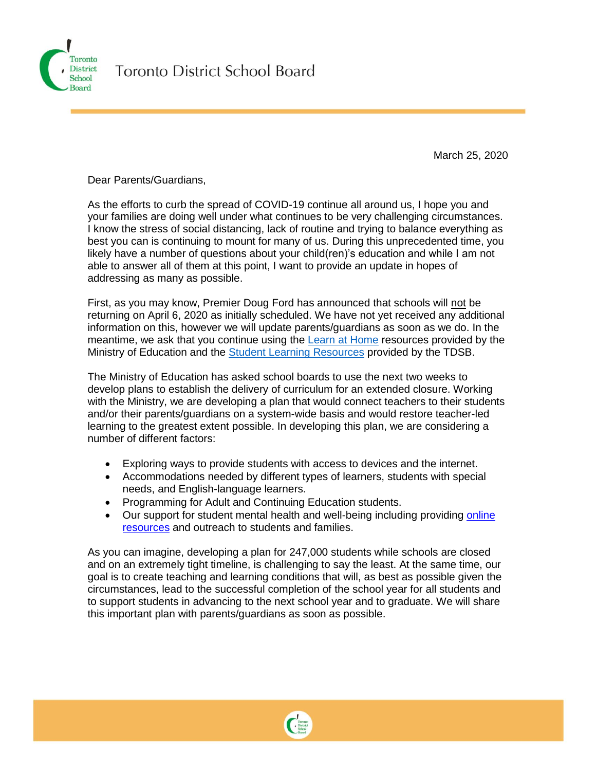# Toronto District School Board

March 25, 2020

Dear Parents/Guardians,

As the efforts to curb the spread of COVID-19 continue all around us, I hope you and your families are doing well under what continues to be very challenging circumstances. I know the stress of social distancing, lack of routine and trying to balance everything as best you can is continuing to mount for many of us. During this unprecedented time, you likely have a number of questions about your child(ren)'s education and while I am not able to answer all of them at this point, I want to provide an update in hopes of addressing as many as possible.

First, as you may know, Premier Doug Ford has announced that schools will not be returning on April 6, 2020 as initially scheduled. We have not yet received any additional information on this, however we will update parents/guardians as soon as we do. In the meantime, we ask that you continue using the Learn at Home resources provided by the Ministry of Education and the Student Learning Resources provided by the TDSB.

The Ministry of Education has asked school boards to use the next two weeks to develop plans to establish the delivery of curriculum for an extended closure. Working with the Ministry, we are developing a plan that would connect teachers to their students and/or their parents/guardians on a system-wide basis and would restore teacher-led learning to the greatest extent possible. In developing this plan, we are considering a number of different factors:

- Exploring ways to provide students with access to devices and the internet.
- Accommodations needed by different types of learners, students with special needs, and English-language learners.
- Programming for Adult and Continuing Education students.
- Our support for student mental health and well-being including providing online resources and outreach to students and families.

As you can imagine, developing a plan for 247,000 students while schools are closed and on an extremely tight timeline, is challenging to say the least. At the same time, our goal is to create teaching and learning conditions that will, as best as possible given the circumstances, lead to the successful completion of the school year for all students and to support students in advancing to the next school year and to graduate. We will share this important plan with parents/guardians as soon as possible.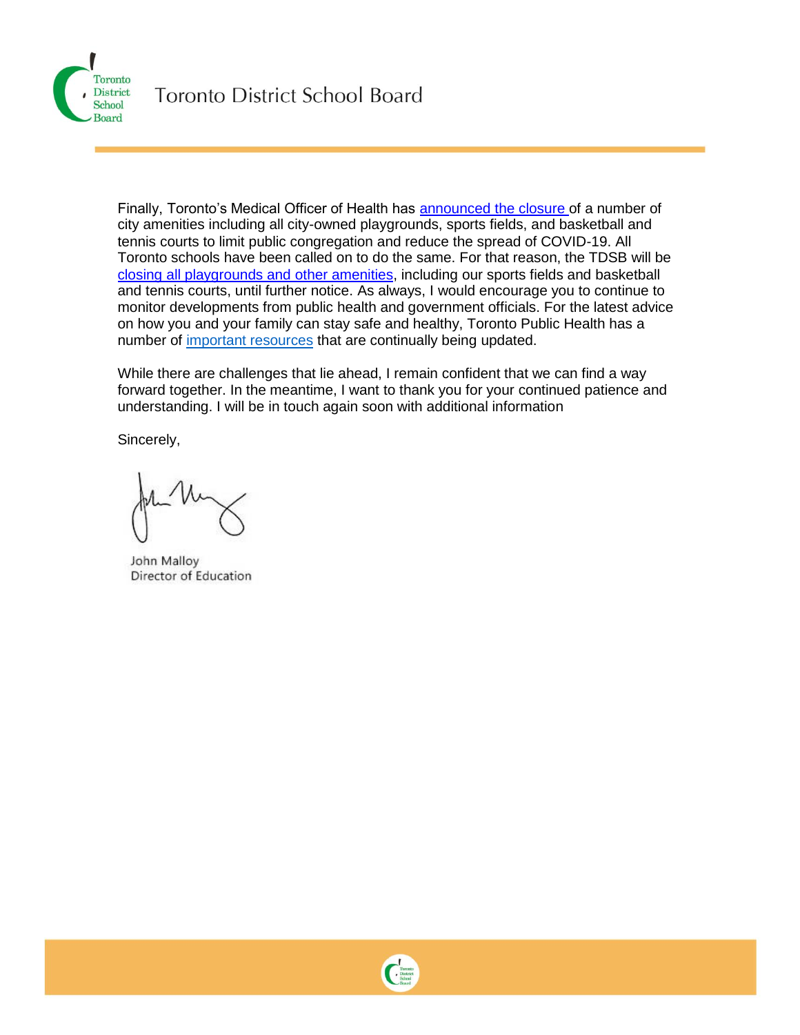Finally, Toronto's Medical Officer of Health has announced the closure of a number of city amenities including all city-owned playgrounds, sports fields, and basketball and tennis courts to limit public congregation and reduce the spread of COVID-19. All Toronto schools have been called on to do the same. For that reason, the TDSB will be closing all playgrounds and other amenities, including our sports fields and basketball and tennis courts, until further notice. As always, I would encourage you to continue to monitor developments from public health and government officials. For the latest advice on how you and your family can stay safe and healthy, Toronto Public Health has a number of important resources that are continually being updated.

While there are challenges that lie ahead, I remain confident that we can find a way forward together. In the meantime, I want to thank you for your continued patience and understanding. I will be in touch again soon with additional information

Sincerely,

John Malloy
Director of Education